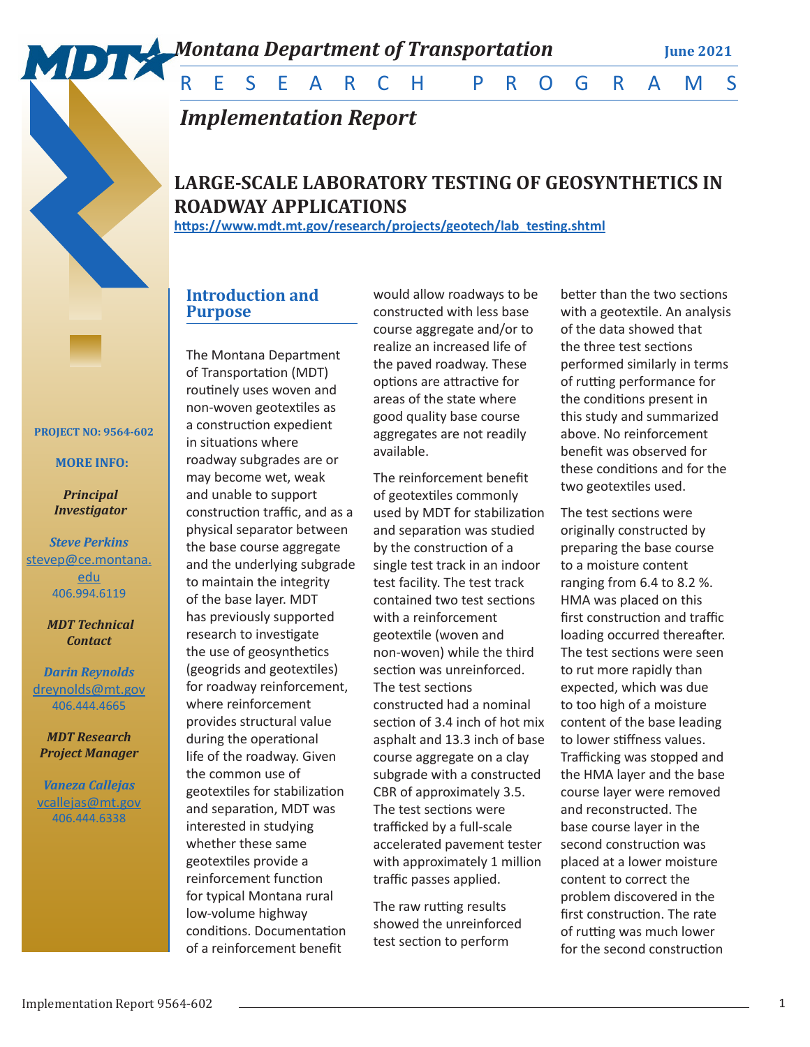*Montana Department of Transportation* **June 2021**

RESEARCH PROGRAMS

## *Implementation Report*

# LARGE-SCALE LABORATORY TESTING OF GEOSYNTHETICS IN ROADWAY APPLICATIONS

**https://www.mdt.mt.gov/research/projects/geotech/lab_testing.shtml**

**PROJECT NO: 9564-602**

**MORE INFO:**

***Principal Investigator***

***Steve Perkins***
stevep@ce.montana.edu
406.994.6119

***MDT Technical Contact***

***Darin Reynolds***
dreynolds@mt.gov
406.444.4665

***MDT Research Project Manager***

***Vaneza Callejas***
vcallejas@mt.gov
406.444.6338

## Introduction and Purpose

The Montana Department of Transportation (MDT) routinely uses woven and non-woven geotextiles as a construction expedient in situations where roadway subgrades are or may become wet, weak and unable to support construction traffic, and as a physical separator between the base course aggregate and the underlying subgrade to maintain the integrity of the base layer. MDT has previously supported research to investigate the use of geosynthetics (geogrids and geotextiles) for roadway reinforcement, where reinforcement provides structural value during the operational life of the roadway. Given the common use of geotextiles for stabilization and separation, MDT was interested in studying whether these same geotextiles provide a reinforcement function for typical Montana rural low-volume highway conditions. Documentation of a reinforcement benefit would allow roadways to be constructed with less base course aggregate and/or to realize an increased life of the paved roadway. These options are attractive for areas of the state where good quality base course aggregates are not readily available.

The reinforcement benefit of geotextiles commonly used by MDT for stabilization and separation was studied by the construction of a single test track in an indoor test facility. The test track contained two test sections with a reinforcement geotextile (woven and non-woven) while the third section was unreinforced. The test sections constructed had a nominal section of 3.4 inch of hot mix asphalt and 13.3 inch of base course aggregate on a clay subgrade with a constructed CBR of approximately 3.5. The test sections were trafficked by a full-scale accelerated pavement tester with approximately 1 million traffic passes applied.

The raw rutting results showed the unreinforced test section to perform better than the two sections with a geotextile. An analysis of the data showed that the three test sections performed similarly in terms of rutting performance for the conditions present in this study and summarized above. No reinforcement benefit was observed for these conditions and for the two geotextiles used.

The test sections were originally constructed by preparing the base course to a moisture content ranging from 6.4 to 8.2 %. HMA was placed on this first construction and traffic loading occurred thereafter. The test sections were seen to rut more rapidly than expected, which was due to too high of a moisture content of the base leading to lower stiffness values. Trafficking was stopped and the HMA layer and the base course layer were removed and reconstructed. The base course layer in the second construction was placed at a lower moisture content to correct the problem discovered in the first construction. The rate of rutting was much lower for the second construction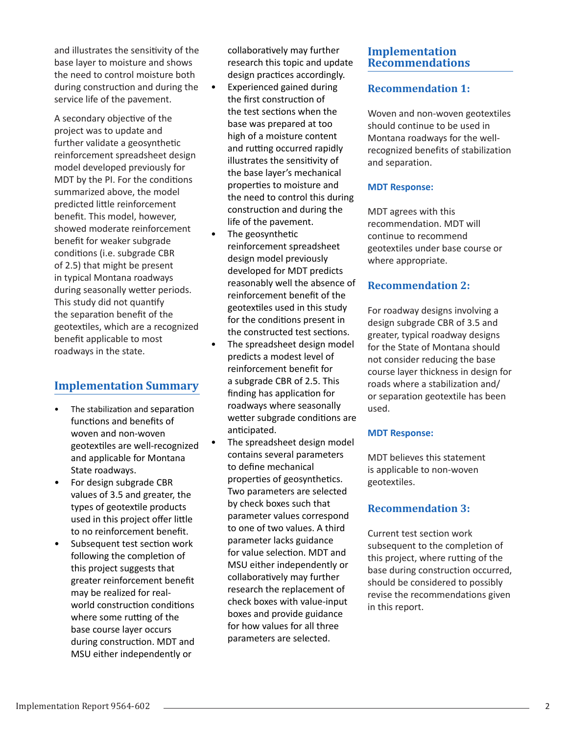and illustrates the sensitivity of the base layer to moisture and shows the need to control moisture both during construction and during the service life of the pavement.

A secondary objective of the project was to update and further validate a geosynthetic reinforcement spreadsheet design model developed previously for MDT by the PI. For the conditions summarized above, the model predicted little reinforcement benefit. This model, however, showed moderate reinforcement benefit for weaker subgrade conditions (i.e. subgrade CBR of 2.5) that might be present in typical Montana roadways during seasonally wetter periods. This study did not quantify the separation benefit of the geotextiles, which are a recognized benefit applicable to most roadways in the state.

## Implementation Summary

- The stabilization and separation functions and benefits of woven and non-woven geotextiles are well-recognized and applicable for Montana State roadways.
- For design subgrade CBR values of 3.5 and greater, the types of geotextile products used in this project offer little to no reinforcement benefit.
- Subsequent test section work following the completion of this project suggests that greater reinforcement benefit may be realized for real-world construction conditions where some rutting of the base course layer occurs during construction. MDT and MSU either independently or collaboratively may further research this topic and update design practices accordingly.
- Experienced gained during the first construction of the test sections when the base was prepared at too high of a moisture content and rutting occurred rapidly illustrates the sensitivity of the base layer's mechanical properties to moisture and the need to control this during construction and during the life of the pavement.
- The geosynthetic reinforcement spreadsheet design model previously developed for MDT predicts reasonably well the absence of reinforcement benefit of the geotextiles used in this study for the conditions present in the constructed test sections.
- The spreadsheet design model predicts a modest level of reinforcement benefit for a subgrade CBR of 2.5. This finding has application for roadways where seasonally wetter subgrade conditions are anticipated.
- The spreadsheet design model contains several parameters to define mechanical properties of geosynthetics. Two parameters are selected by check boxes such that parameter values correspond to one of two values. A third parameter lacks guidance for value selection. MDT and MSU either independently or collaboratively may further research the replacement of check boxes with value-input boxes and provide guidance for how values for all three parameters are selected.

## Implementation Recommendations

### Recommendation 1:

Woven and non-woven geotextiles should continue to be used in Montana roadways for the well-recognized benefits of stabilization and separation.

#### MDT Response:

MDT agrees with this recommendation. MDT will continue to recommend geotextiles under base course or where appropriate.

### Recommendation 2:

For roadway designs involving a design subgrade CBR of 3.5 and greater, typical roadway designs for the State of Montana should not consider reducing the base course layer thickness in design for roads where a stabilization and/or separation geotextile has been used.

#### MDT Response:

MDT believes this statement is applicable to non-woven geotextiles.

### Recommendation 3:

Current test section work subsequent to the completion of this project, where rutting of the base during construction occurred, should be considered to possibly revise the recommendations given in this report.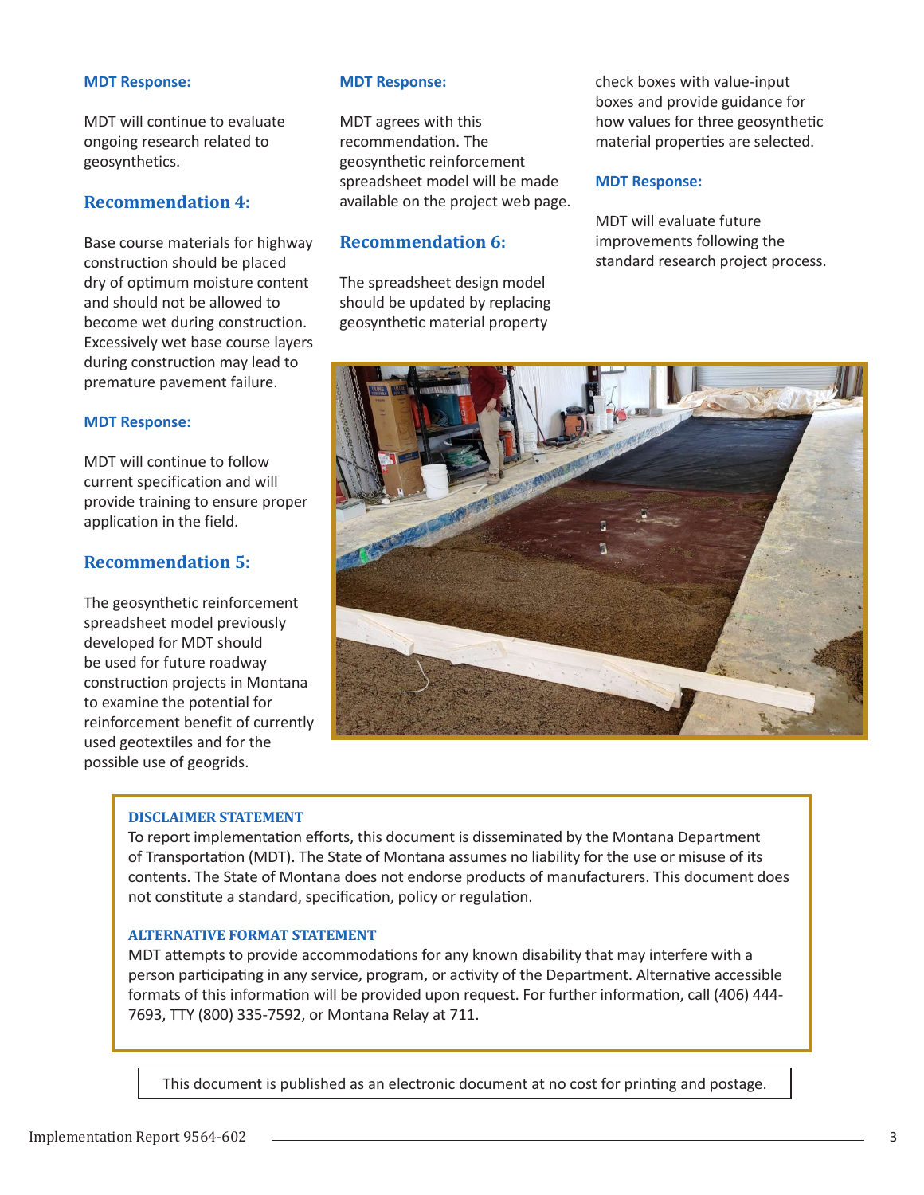**MDT Response:**

MDT will continue to evaluate ongoing research related to geosynthetics.

## Recommendation 4:

Base course materials for highway construction should be placed dry of optimum moisture content and should not be allowed to become wet during construction. Excessively wet base course layers during construction may lead to premature pavement failure.

**MDT Response:**

MDT will continue to follow current specification and will provide training to ensure proper application in the field.

## Recommendation 5:

The geosynthetic reinforcement spreadsheet model previously developed for MDT should be used for future roadway construction projects in Montana to examine the potential for reinforcement benefit of currently used geotextiles and for the possible use of geogrids.

**MDT Response:**

MDT agrees with this recommendation. The geosynthetic reinforcement spreadsheet model will be made available on the project web page.

## Recommendation 6:

The spreadsheet design model should be updated by replacing geosynthetic material property check boxes with value-input boxes and provide guidance for how values for three geosynthetic material properties are selected.

**MDT Response:**

MDT will evaluate future improvements following the standard research project process.

**DISCLAIMER STATEMENT**

To report implementation efforts, this document is disseminated by the Montana Department of Transportation (MDT). The State of Montana assumes no liability for the use or misuse of its contents. The State of Montana does not endorse products of manufacturers. This document does not constitute a standard, specification, policy or regulation.

**ALTERNATIVE FORMAT STATEMENT**

MDT attempts to provide accommodations for any known disability that may interfere with a person participating in any service, program, or activity of the Department. Alternative accessible formats of this information will be provided upon request. For further information, call (406) 444-7693, TTY (800) 335-7592, or Montana Relay at 711.

This document is published as an electronic document at no cost for printing and postage.